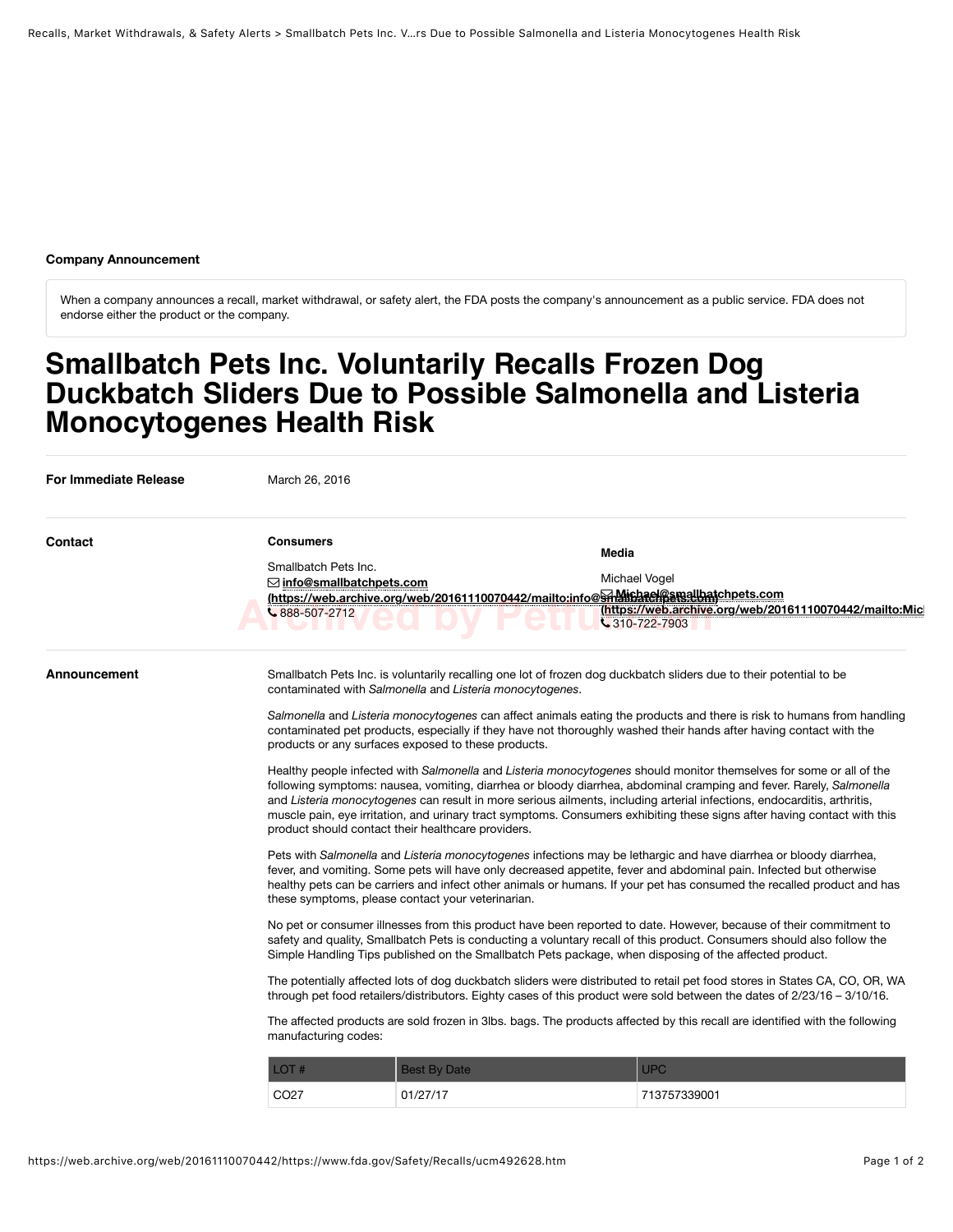**Company Announcement**

When a company announces a recall, market withdrawal, or safety alert, the FDA posts the company's announcement as a public service. FDA does not endorse either the product or the company.

# Smallbatch Pets Inc. Voluntarily Recalls Frozen Dog Duckbatch Sliders Due to Possible Salmonella and Listeria Monocytogenes Health Risk

**For Immediate Release**

March 26, 2016

**Contact**

**Consumers**

Smallbatch Pets Inc.
info@smallbatchpets.com (https://web.archive.org/web/20161110070442/mailto:info@smallbatchpets.com)
888-507-2712

**Media**

Michael Vogel
Michael@smallbatchpets.com (https://web.archive.org/web/20161110070442/mailto:Mic
310-722-7903

**Announcement**

Smallbatch Pets Inc. is voluntarily recalling one lot of frozen dog duckbatch sliders due to their potential to be contaminated with *Salmonella* and *Listeria monocytogenes*.

*Salmonella* and *Listeria monocytogenes* can affect animals eating the products and there is risk to humans from handling contaminated pet products, especially if they have not thoroughly washed their hands after having contact with the products or any surfaces exposed to these products.

Healthy people infected with *Salmonella* and *Listeria monocytogenes* should monitor themselves for some or all of the following symptoms: nausea, vomiting, diarrhea or bloody diarrhea, abdominal cramping and fever. Rarely, *Salmonella* and *Listeria monocytogenes* can result in more serious ailments, including arterial infections, endocarditis, arthritis, muscle pain, eye irritation, and urinary tract symptoms. Consumers exhibiting these signs after having contact with this product should contact their healthcare providers.

Pets with *Salmonella* and *Listeria monocytogenes* infections may be lethargic and have diarrhea or bloody diarrhea, fever, and vomiting. Some pets will have only decreased appetite, fever and abdominal pain. Infected but otherwise healthy pets can be carriers and infect other animals or humans. If your pet has consumed the recalled product and has these symptoms, please contact your veterinarian.

No pet or consumer illnesses from this product have been reported to date. However, because of their commitment to safety and quality, Smallbatch Pets is conducting a voluntary recall of this product. Consumers should also follow the Simple Handling Tips published on the Smallbatch Pets package, when disposing of the affected product.

The potentially affected lots of dog duckbatch sliders were distributed to retail pet food stores in States CA, CO, OR, WA through pet food retailers/distributors. Eighty cases of this product were sold between the dates of 2/23/16 – 3/10/16.

The affected products are sold frozen in 3lbs. bags. The products affected by this recall are identified with the following manufacturing codes:

| LOT # | Best By Date | UPC |
|---|---|---|
| CO27 | 01/27/17 | 713757339001 |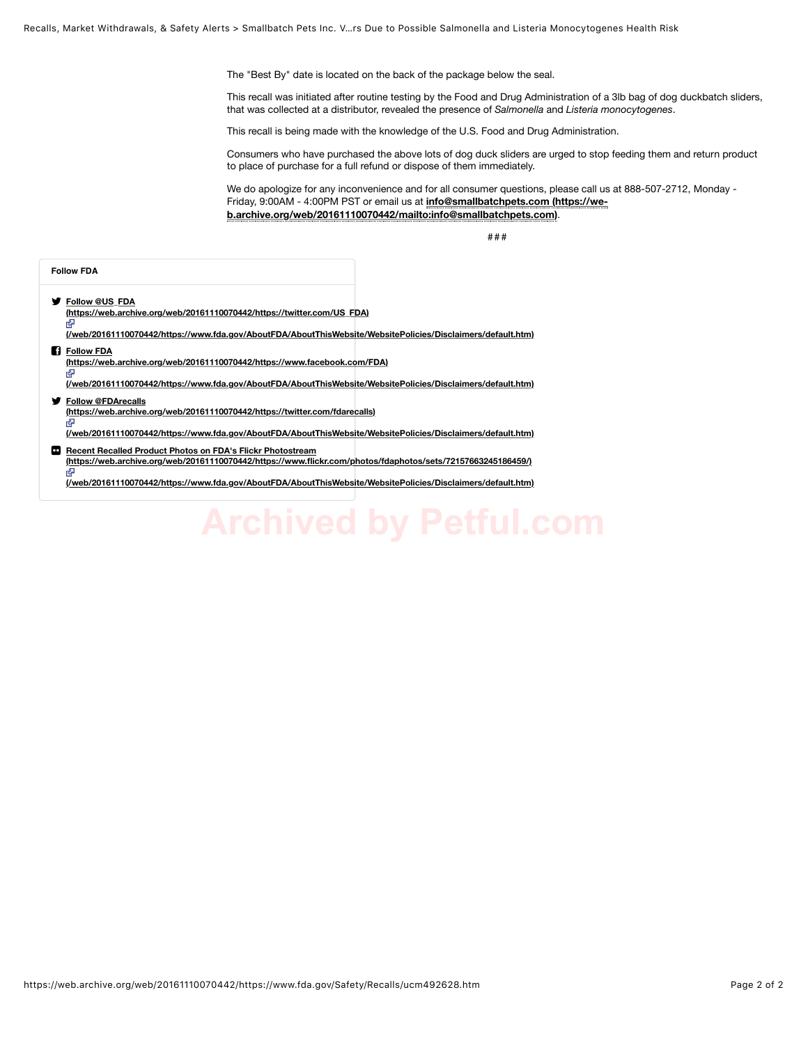The "Best By" date is located on the back of the package below the seal.

This recall was initiated after routine testing by the Food and Drug Administration of a 3lb bag of dog duckbatch sliders, that was collected at a distributor, revealed the presence of *Salmonella* and *Listeria monocytogenes*.

This recall is being made with the knowledge of the U.S. Food and Drug Administration.

Consumers who have purchased the above lots of dog duck sliders are urged to stop feeding them and return product to place of purchase for a full refund or dispose of them immediately.

We do apologize for any inconvenience and for all consumer questions, please call us at 888-507-2712, Monday - Friday, 9:00AM - 4:00PM PST or email us at **info@smallbatchpets.com (https://web.archive.org/web/20161110070442/mailto:info@smallbatchpets.com)**.

###

**Follow FDA**

- **Follow @US_FDA (https://web.archive.org/web/20161110070442/https://twitter.com/US_FDA) (/web/20161110070442/https://www.fda.gov/AboutFDA/AboutThisWebsite/WebsitePolicies/Disclaimers/default.htm)**
- **Follow FDA (https://web.archive.org/web/20161110070442/https://www.facebook.com/FDA) (/web/20161110070442/https://www.fda.gov/AboutFDA/AboutThisWebsite/WebsitePolicies/Disclaimers/default.htm)**
- **Follow @FDArecalls (https://web.archive.org/web/20161110070442/https://twitter.com/fdarecalls) (/web/20161110070442/https://www.fda.gov/AboutFDA/AboutThisWebsite/WebsitePolicies/Disclaimers/default.htm)**
- **Recent Recalled Product Photos on FDA's Flickr Photostream (https://web.archive.org/web/20161110070442/https://www.flickr.com/photos/fdaphotos/sets/72157663245186459/) (/web/20161110070442/https://www.fda.gov/AboutFDA/AboutThisWebsite/WebsitePolicies/Disclaimers/default.htm)**

Archived by Petful.com